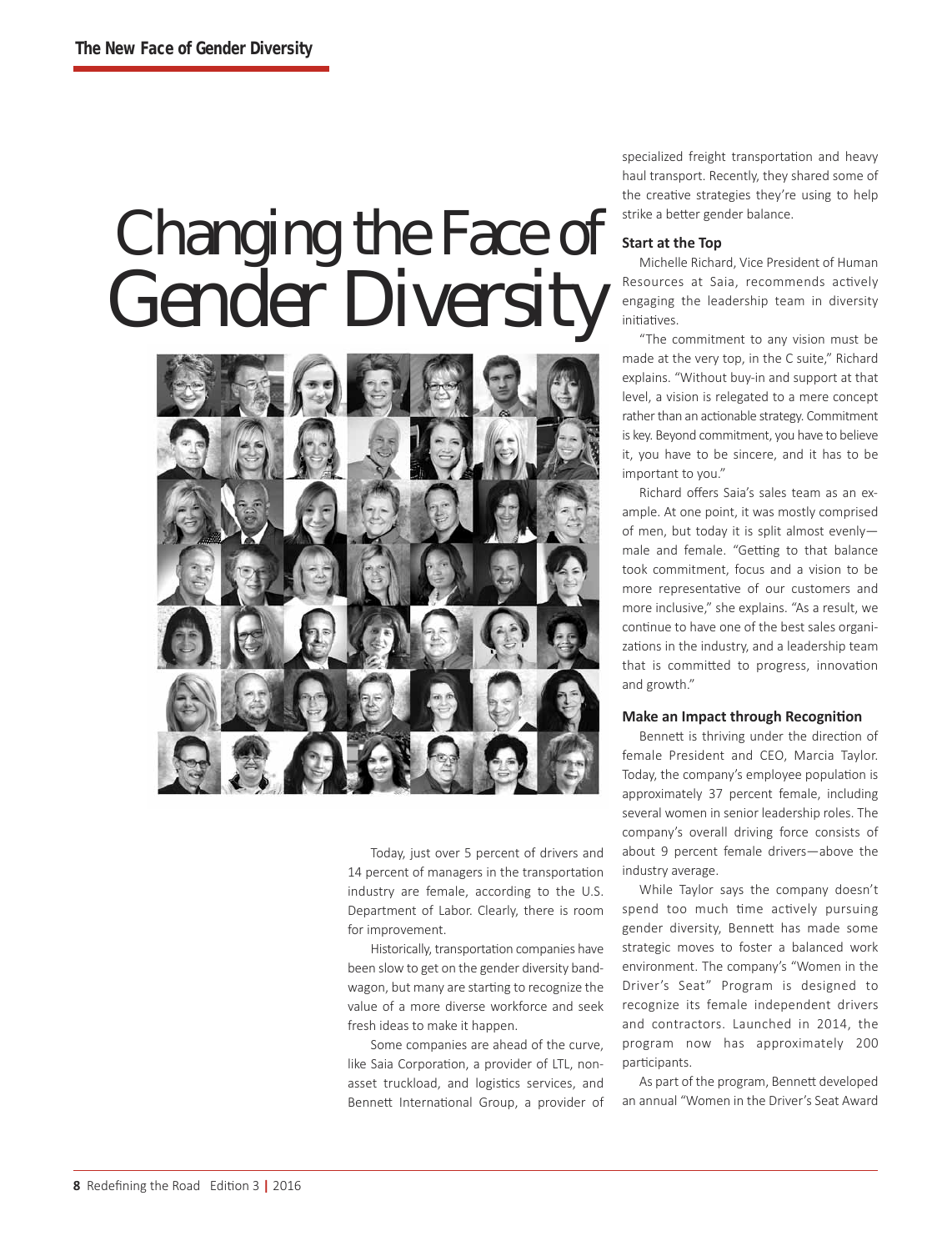# Changing the Face of Gender Diversity

Today, just over 5 percent of drivers and 14 percent of managers in the transportation industry are female, according to the U.S. Department of Labor. Clearly, there is room for improvement.

Historically, transportation companies have been slow to get on the gender diversity bandwagon, but many are starting to recognize the value of a more diverse workforce and seek fresh ideas to make it happen.

Some companies are ahead of the curve, like Saia Corporation, a provider of LTL, non-asset truckload, and logistics services, and Bennett International Group, a provider of specialized freight transportation and heavy haul transport. Recently, they shared some of the creative strategies they're using to help strike a better gender balance.

### Start at the Top

Michelle Richard, Vice President of Human Resources at Saia, recommends actively engaging the leadership team in diversity initiatives.

"The commitment to any vision must be made at the very top, in the C suite," Richard explains. "Without buy-in and support at that level, a vision is relegated to a mere concept rather than an actionable strategy. Commitment is key. Beyond commitment, you have to believe it, you have to be sincere, and it has to be important to you."

Richard offers Saia's sales team as an example. At one point, it was mostly comprised of men, but today it is split almost evenly—male and female. "Getting to that balance took commitment, focus and a vision to be more representative of our customers and more inclusive," she explains. "As a result, we continue to have one of the best sales organizations in the industry, and a leadership team that is committed to progress, innovation and growth."

### Make an Impact through Recognition

Bennett is thriving under the direction of female President and CEO, Marcia Taylor. Today, the company's employee population is approximately 37 percent female, including several women in senior leadership roles. The company's overall driving force consists of about 9 percent female drivers—above the industry average.

While Taylor says the company doesn't spend too much time actively pursuing gender diversity, Bennett has made some strategic moves to foster a balanced work environment. The company's "Women in the Driver's Seat" Program is designed to recognize its female independent drivers and contractors. Launched in 2014, the program now has approximately 200 participants.

As part of the program, Bennett developed an annual "Women in the Driver's Seat Award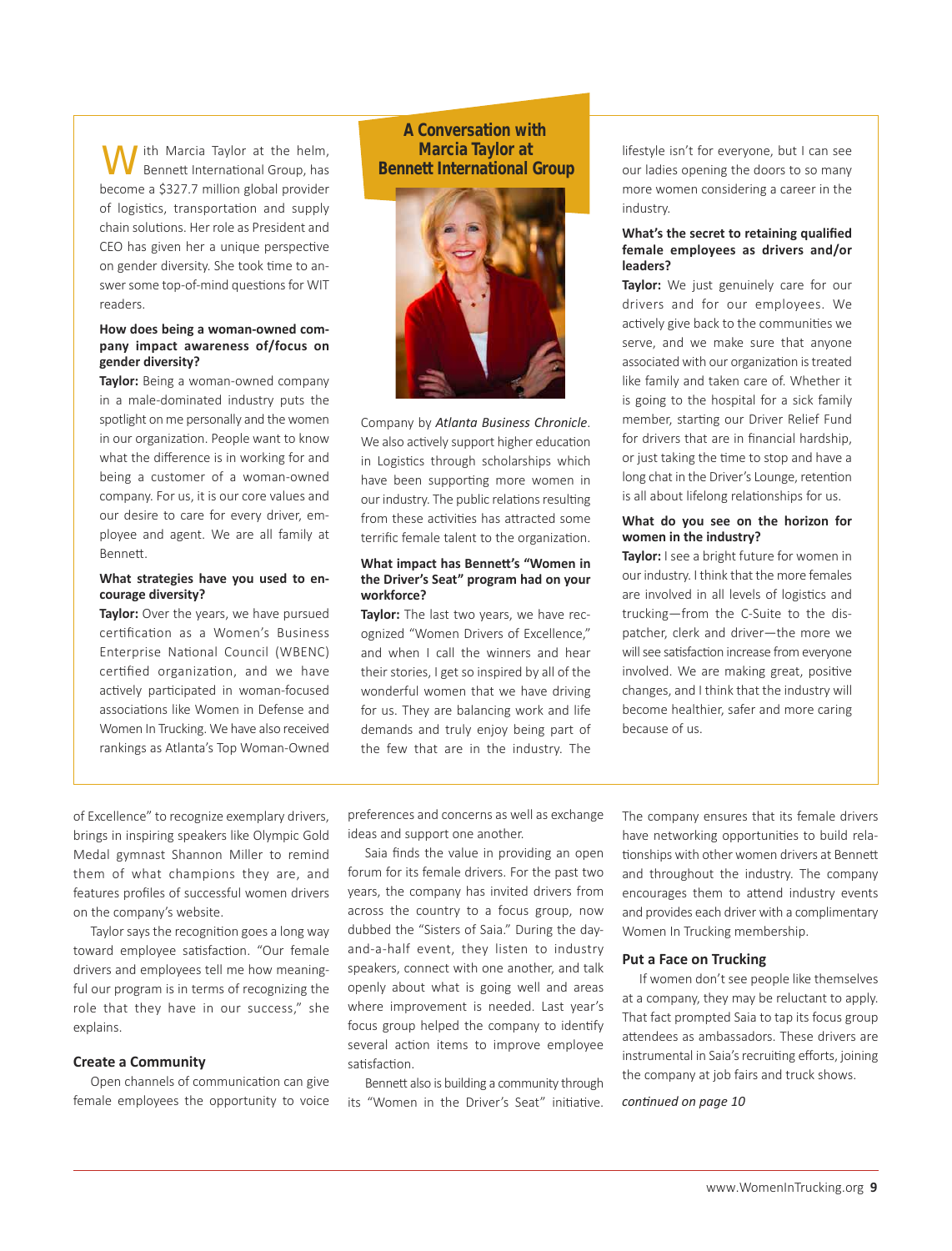## A Conversation with Marcia Taylor at Bennett International Group

With Marcia Taylor at the helm, Bennett International Group, has become a $327.7 million global provider of logistics, transportation and supply chain solutions. Her role as President and CEO has given her a unique perspective on gender diversity. She took time to answer some top-of-mind questions for WIT readers.

**How does being a woman-owned company impact awareness of/focus on gender diversity?**

**Taylor:** Being a woman-owned company in a male-dominated industry puts the spotlight on me personally and the women in our organization. People want to know what the difference is in working for and being a customer of a woman-owned company. For us, it is our core values and our desire to care for every driver, employee and agent. We are all family at Bennett.

**What strategies have you used to encourage diversity?**

**Taylor:** Over the years, we have pursued certification as a Women's Business Enterprise National Council (WBENC) certified organization, and we have actively participated in woman-focused associations like Women in Defense and Women In Trucking. We have also received rankings as Atlanta's Top Woman-Owned Company by *Atlanta Business Chronicle*. We also actively support higher education in Logistics through scholarships which have been supporting more women in our industry. The public relations resulting from these activities has attracted some terrific female talent to the organization.

**What impact has Bennett's "Women in the Driver's Seat" program had on your workforce?**

**Taylor:** The last two years, we have recognized "Women Drivers of Excellence," and when I call the winners and hear their stories, I get so inspired by all of the wonderful women that we have driving for us. They are balancing work and life demands and truly enjoy being part of the few that are in the industry. The lifestyle isn't for everyone, but I can see our ladies opening the doors to so many more women considering a career in the industry.

**What's the secret to retaining qualified female employees as drivers and/or leaders?**

**Taylor:** We just genuinely care for our drivers and for our employees. We actively give back to the communities we serve, and we make sure that anyone associated with our organization is treated like family and taken care of. Whether it is going to the hospital for a sick family member, starting our Driver Relief Fund for drivers that are in financial hardship, or just taking the time to stop and have a long chat in the Driver's Lounge, retention is all about lifelong relationships for us.

**What do you see on the horizon for women in the industry?**

**Taylor:** I see a bright future for women in our industry. I think that the more females are involved in all levels of logistics and trucking—from the C-Suite to the dispatcher, clerk and driver—the more we will see satisfaction increase from everyone involved. We are making great, positive changes, and I think that the industry will become healthier, safer and more caring because of us.

---

of Excellence" to recognize exemplary drivers, brings in inspiring speakers like Olympic Gold Medal gymnast Shannon Miller to remind them of what champions they are, and features profiles of successful women drivers on the company's website.

Taylor says the recognition goes a long way toward employee satisfaction. "Our female drivers and employees tell me how meaningful our program is in terms of recognizing the role that they have in our success," she explains.

### Create a Community

Open channels of communication can give female employees the opportunity to voice preferences and concerns as well as exchange ideas and support one another.

Saia finds the value in providing an open forum for its female drivers. For the past two years, the company has invited drivers from across the country to a focus group, now dubbed the "Sisters of Saia." During the day-and-a-half event, they listen to industry speakers, connect with one another, and talk openly about what is going well and areas where improvement is needed. Last year's focus group helped the company to identify several action items to improve employee satisfaction.

Bennett also is building a community through its "Women in the Driver's Seat" initiative. The company ensures that its female drivers have networking opportunities to build relationships with other women drivers at Bennett and throughout the industry. The company encourages them to attend industry events and provides each driver with a complimentary Women In Trucking membership.

### Put a Face on Trucking

If women don't see people like themselves at a company, they may be reluctant to apply. That fact prompted Saia to tap its focus group attendees as ambassadors. These drivers are instrumental in Saia's recruiting efforts, joining the company at job fairs and truck shows.

*continued on page 10*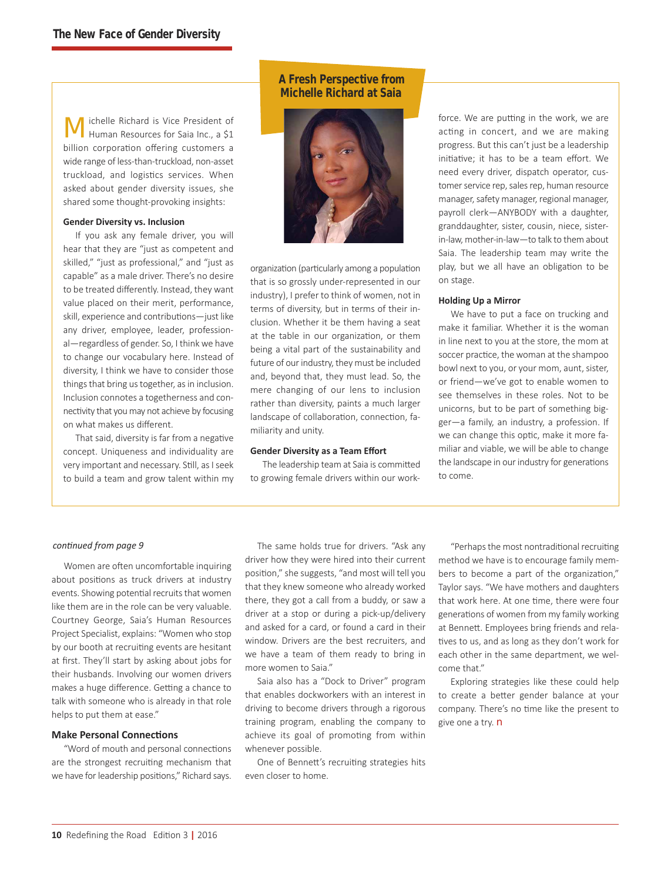## A Fresh Perspective from Michelle Richard at Saia

Michelle Richard is Vice President of Human Resources for Saia Inc., a $1 billion corporation offering customers a wide range of less-than-truckload, non-asset truckload, and logistics services. When asked about gender diversity issues, she shared some thought-provoking insights:

**Gender Diversity vs. Inclusion**

If you ask any female driver, you will hear that they are "just as competent and skilled," "just as professional," and "just as capable" as a male driver. There's no desire to be treated differently. Instead, they want value placed on their merit, performance, skill, experience and contributions—just like any driver, employee, leader, professional—regardless of gender. So, I think we have to change our vocabulary here. Instead of diversity, I think we have to consider those things that bring us together, as in inclusion. Inclusion connotes a togetherness and connectivity that you may not achieve by focusing on what makes us different.

That said, diversity is far from a negative concept. Uniqueness and individuality are very important and necessary. Still, as I seek to build a team and grow talent within my organization (particularly among a population that is so grossly under-represented in our industry), I prefer to think of women, not in terms of diversity, but in terms of their inclusion. Whether it be them having a seat at the table in our organization, or them being a vital part of the sustainability and future of our industry, they must be included and, beyond that, they must lead. So, the mere changing of our lens to inclusion rather than diversity, paints a much larger landscape of collaboration, connection, familiarity and unity.

**Gender Diversity as a Team Effort**

The leadership team at Saia is committed to growing female drivers within our workforce. We are putting in the work, we are acting in concert, and we are making progress. But this can't just be a leadership initiative; it has to be a team effort. We need every driver, dispatch operator, customer service rep, sales rep, human resource manager, safety manager, regional manager, payroll clerk—ANYBODY with a daughter, granddaughter, sister, cousin, niece, sister-in-law, mother-in-law—to talk to them about Saia. The leadership team may write the play, but we all have an obligation to be on stage.

**Holding Up a Mirror**

We have to put a face on trucking and make it familiar. Whether it is the woman in line next to you at the store, the mom at soccer practice, the woman at the shampoo bowl next to you, or your mom, aunt, sister, or friend—we've got to enable women to see themselves in these roles. Not to be unicorns, but to be part of something bigger—a family, an industry, a profession. If we can change this optic, make it more familiar and viable, we will be able to change the landscape in our industry for generations to come.

---

*continued from page 9*

Women are often uncomfortable inquiring about positions as truck drivers at industry events. Showing potential recruits that women like them are in the role can be very valuable. Courtney George, Saia's Human Resources Project Specialist, explains: "Women who stop by our booth at recruiting events are hesitant at first. They'll start by asking about jobs for their husbands. Involving our women drivers makes a huge difference. Getting a chance to talk with someone who is already in that role helps to put them at ease."

### Make Personal Connections

"Word of mouth and personal connections are the strongest recruiting mechanism that we have for leadership positions," Richard says.

The same holds true for drivers. "Ask any driver how they were hired into their current position," she suggests, "and most will tell you that they knew someone who already worked there, they got a call from a buddy, or saw a driver at a stop or during a pick-up/delivery and asked for a card, or found a card in their window. Drivers are the best recruiters, and we have a team of them ready to bring in more women to Saia."

Saia also has a "Dock to Driver" program that enables dockworkers with an interest in driving to become drivers through a rigorous training program, enabling the company to achieve its goal of promoting from within whenever possible.

One of Bennett's recruiting strategies hits even closer to home.

"Perhaps the most nontraditional recruiting method we have is to encourage family members to become a part of the organization," Taylor says. "We have mothers and daughters that work here. At one time, there were four generations of women from my family working at Bennett. Employees bring friends and relatives to us, and as long as they don't work for each other in the same department, we welcome that."

Exploring strategies like these could help to create a better gender balance at your company. There's no time like the present to give one a try. ■